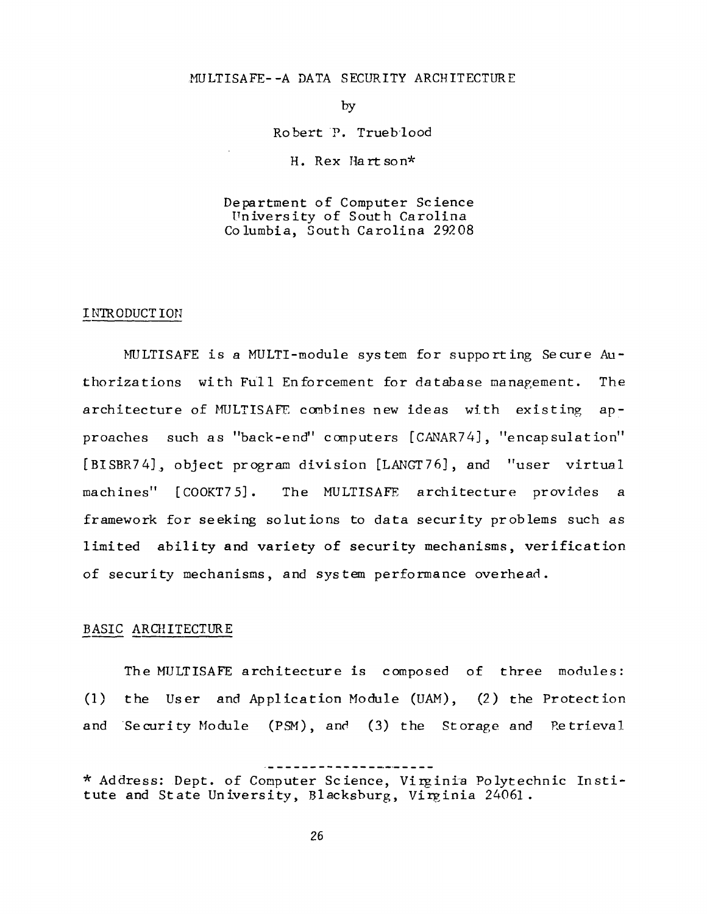# MULTISAFE--A DATA SECURITY ARCHITECTURE

by

Robert P. Trueblood

H. Rex Hartson*

Department of Computer Science
University of South Carolina
Columbia, South Carolina 29208

## INTRODUCTION

MULTISAFE is a MULTI-module system for supporting Secure Authorizations with Full Enforcement for database management. The architecture of MULTISAFE combines new ideas with existing approaches such as "back-end" computers [CANAR74], "encapsulation" [BISBR74], object program division [LANGT76], and "user virtual machines" [COOKT75]. The MULTISAFE architecture provides a framework for seeking solutions to data security problems such as limited ability and variety of security mechanisms, verification of security mechanisms, and system performance overhead.

## BASIC ARCHITECTURE

The MULTISAFE architecture is composed of three modules: (1) the User and Application Module (UAM), (2) the Protection and Security Module (PSM), and (3) the Storage and Retrieval

---

* Address: Dept. of Computer Science, Virginia Polytechnic Institute and State University, Blacksburg, Virginia 24061.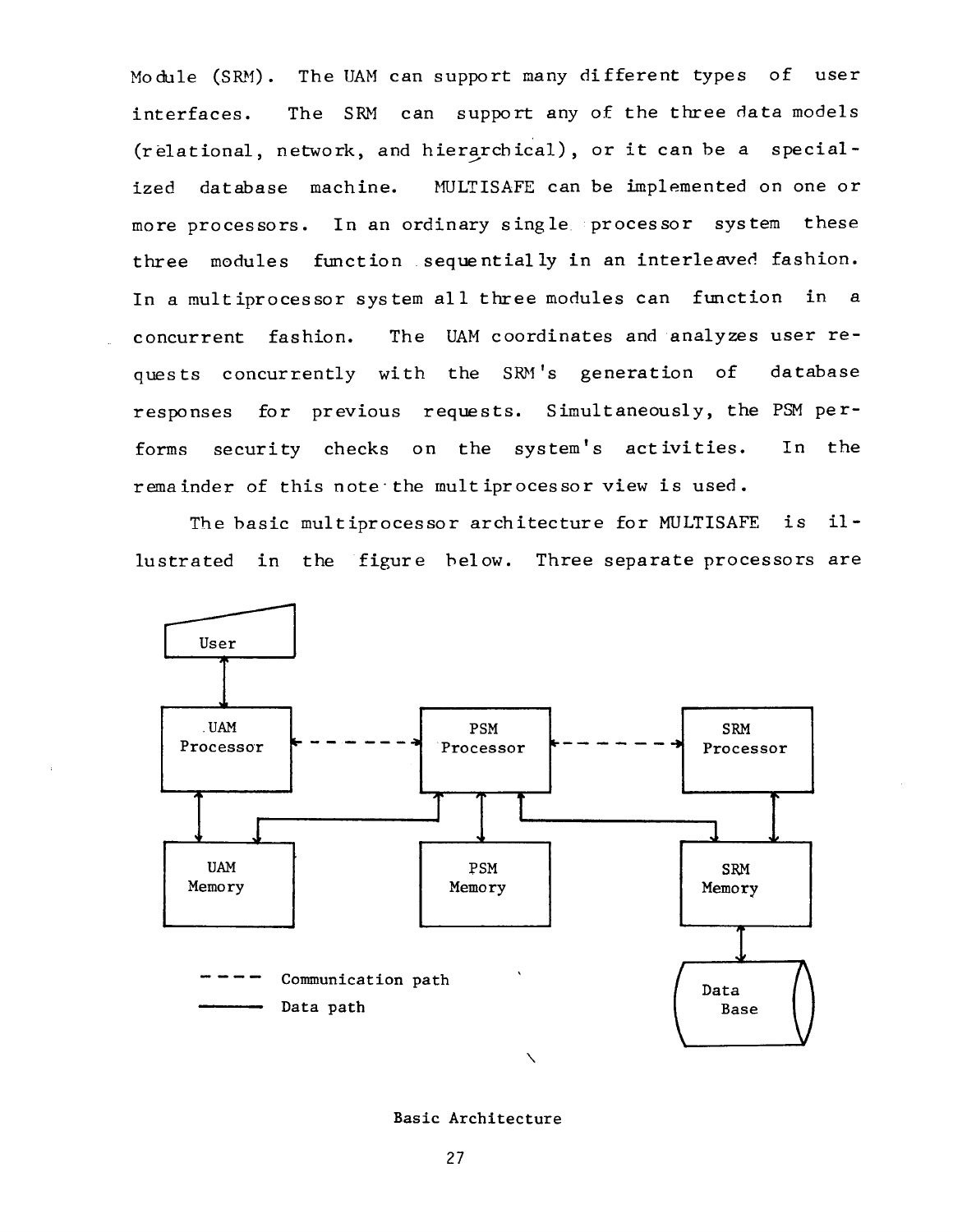Module (SRM). The UAM can support many different types of user interfaces. The SRM can support any of the three data models (relational, network, and hierarchical), or it can be a specialized database machine. MULTISAFE can be implemented on one or more processors. In an ordinary single processor system these three modules function sequentially in an interleaved fashion. In a multiprocessor system all three modules can function in a concurrent fashion. The UAM coordinates and analyzes user requests concurrently with the SRM's generation of database responses for previous requests. Simultaneously, the PSM performs security checks on the system's activities. In the remainder of this note the multiprocessor view is used.

The basic multiprocessor architecture for MULTISAFE is illustrated in the figure below. Three separate processors are

Basic Architecture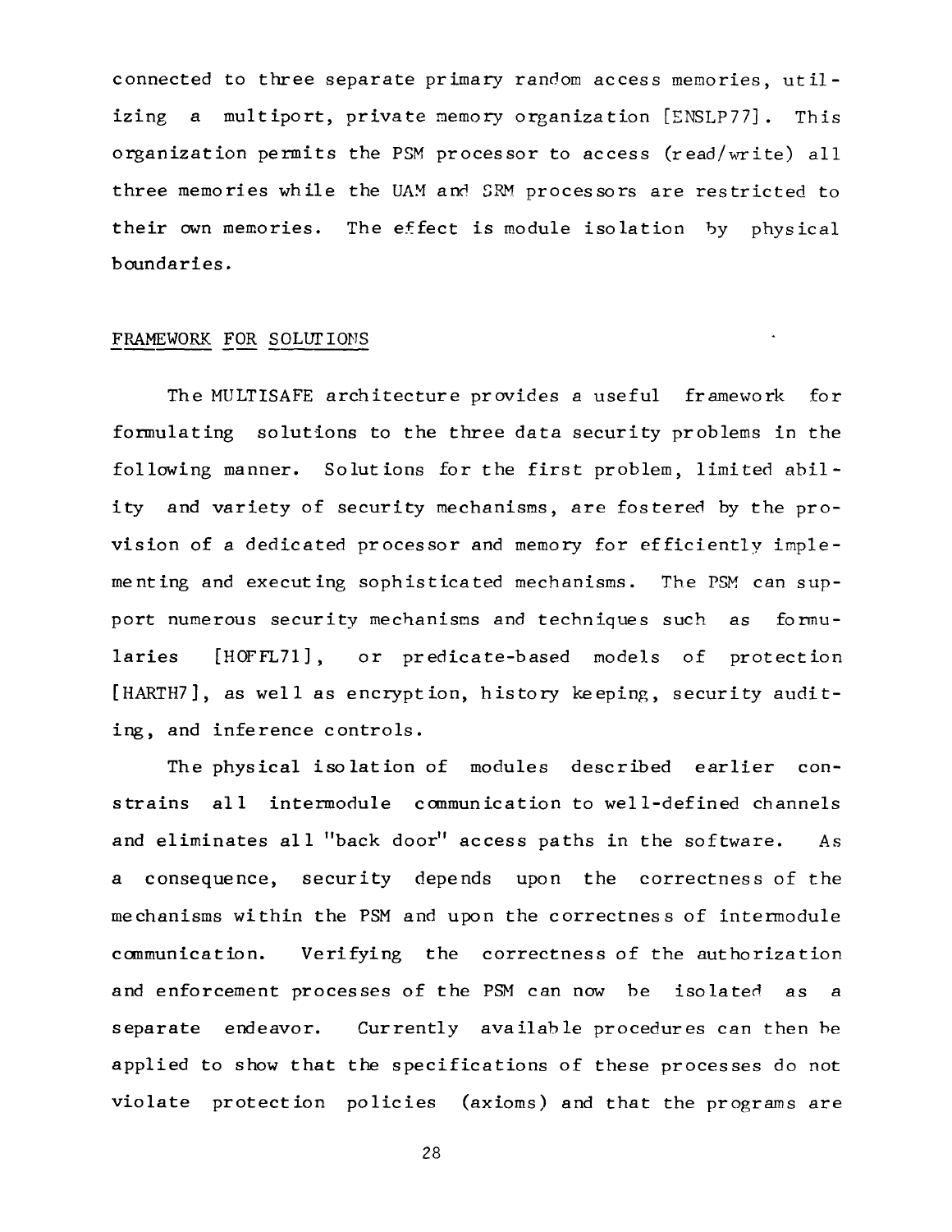connected to three separate primary random access memories, utilizing a multiport, private memory organization [ENSLP77]. This organization permits the PSM processor to access (read/write) all three memories while the UAM and SRM processors are restricted to their own memories. The effect is module isolation by physical boundaries.

## FRAMEWORK FOR SOLUTIONS

The MULTISAFE architecture provides a useful framework for formulating solutions to the three data security problems in the following manner. Solutions for the first problem, limited ability and variety of security mechanisms, are fostered by the provision of a dedicated processor and memory for efficiently implementing and executing sophisticated mechanisms. The PSM can support numerous security mechanisms and techniques such as formularies [HOFFL71], or predicate-based models of protection [HARTH7], as well as encryption, history keeping, security auditing, and inference controls.

The physical isolation of modules described earlier constrains all intermodule communication to well-defined channels and eliminates all "back door" access paths in the software. As a consequence, security depends upon the correctness of the mechanisms within the PSM and upon the correctness of intermodule communication. Verifying the correctness of the authorization and enforcement processes of the PSM can now be isolated as a separate endeavor. Currently available procedures can then be applied to show that the specifications of these processes do not violate protection policies (axioms) and that the programs are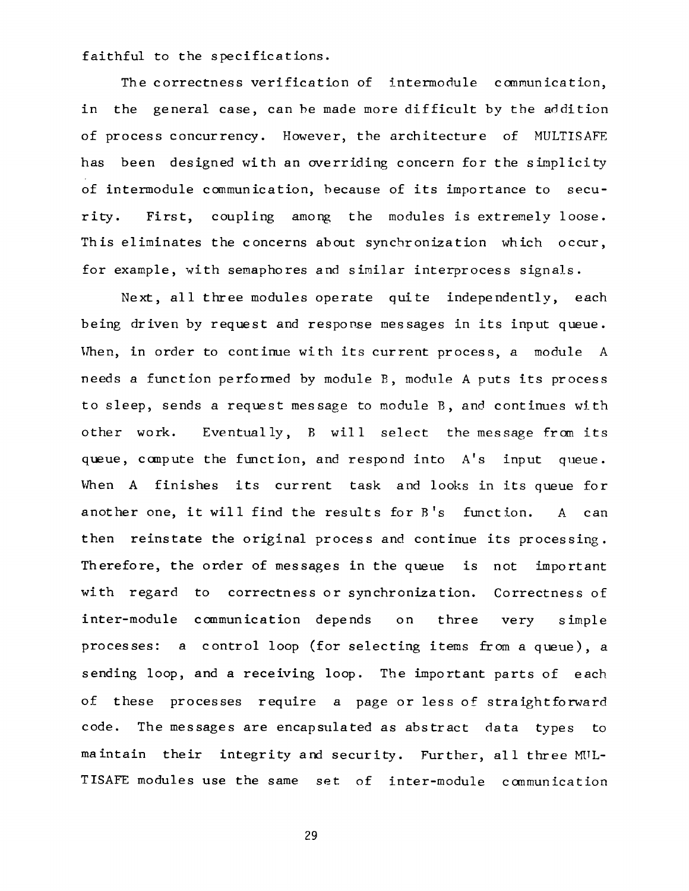faithful to the specifications.

The correctness verification of intermodule communication, in the general case, can be made more difficult by the addition of process concurrency. However, the architecture of MULTISAFE has been designed with an overriding concern for the simplicity of intermodule communication, because of its importance to security. First, coupling among the modules is extremely loose. This eliminates the concerns about synchronization which occur, for example, with semaphores and similar interprocess signals.

Next, all three modules operate quite independently, each being driven by request and response messages in its input queue. When, in order to continue with its current process, a module A needs a function performed by module B, module A puts its process to sleep, sends a request message to module B, and continues with other work. Eventually, B will select the message from its queue, compute the function, and respond into A's input queue. When A finishes its current task and looks in its queue for another one, it will find the results for B's function. A can then reinstate the original process and continue its processing. Therefore, the order of messages in the queue is not important with regard to correctness or synchronization. Correctness of inter-module communication depends on three very simple processes: a control loop (for selecting items from a queue), a sending loop, and a receiving loop. The important parts of each of these processes require a page or less of straightforward code. The messages are encapsulated as abstract data types to maintain their integrity and security. Further, all three MULTISAFE modules use the same set of inter-module communication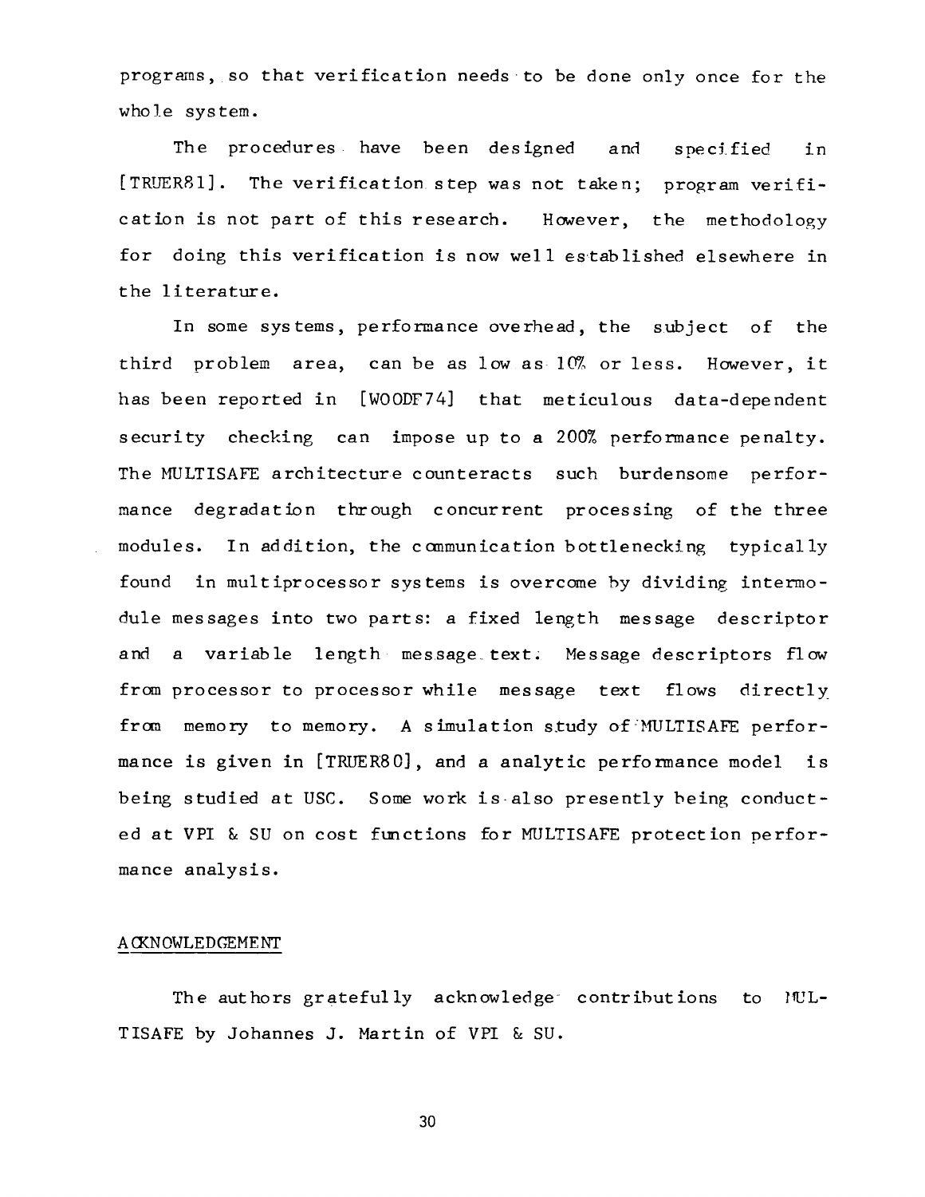programs, so that verification needs to be done only once for the whole system.

The procedures have been designed and specified in [TRUER81]. The verification step was not taken; program verification is not part of this research. However, the methodology for doing this verification is now well established elsewhere in the literature.

In some systems, performance overhead, the subject of the third problem area, can be as low as 10% or less. However, it has been reported in [WOODF74] that meticulous data-dependent security checking can impose up to a 200% performance penalty. The MULTISAFE architecture counteracts such burdensome performance degradation through concurrent processing of the three modules. In addition, the communication bottlenecking typically found in multiprocessor systems is overcome by dividing intermodule messages into two parts: a fixed length message descriptor and a variable length message text. Message descriptors flow from processor to processor while message text flows directly from memory to memory. A simulation study of MULTISAFE performance is given in [TRUER80], and a analytic performance model is being studied at USC. Some work is also presently being conducted at VPI & SU on cost functions for MULTISAFE protection performance analysis.

## ACKNOWLEDGEMENT

The authors gratefully acknowledge contributions to MULTISAFE by Johannes J. Martin of VPI & SU.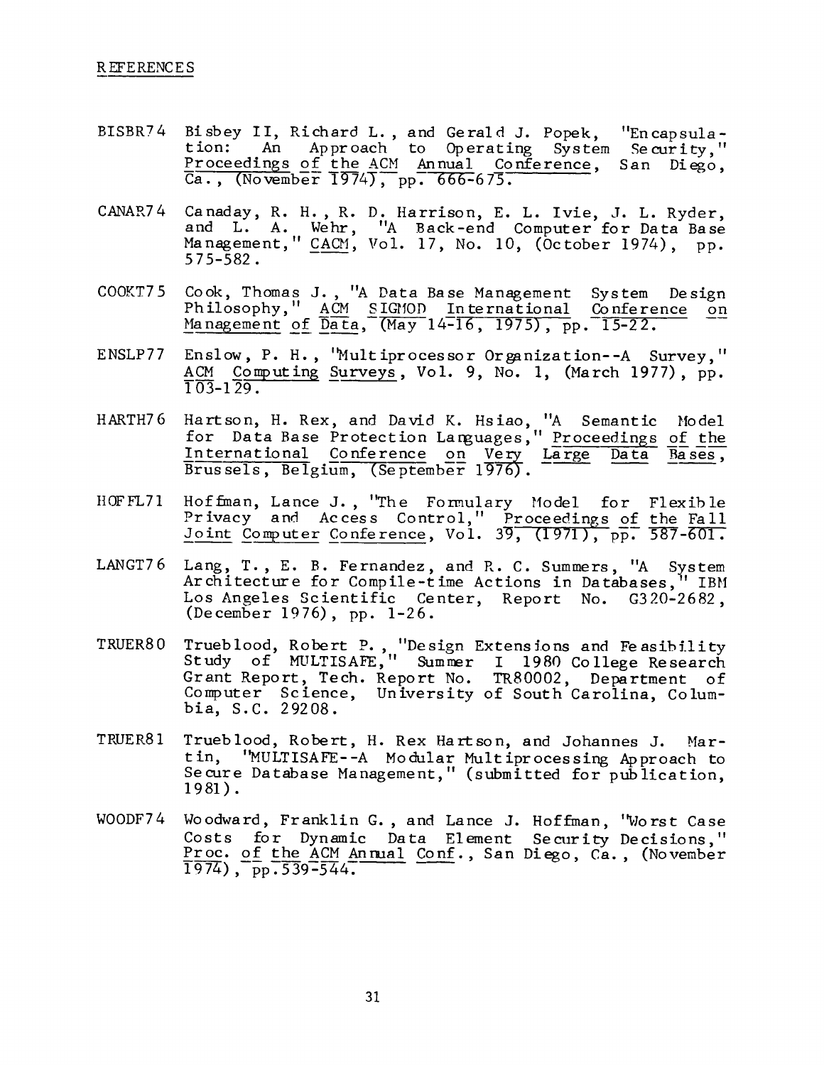## REFERENCES

BISBR74 Bisbey II, Richard L., and Gerald J. Popek, "Encapsulation: An Approach to Operating System Security," Proceedings of the ACM Annual Conference, San Diego, Ca., (November 1974), pp. 666-675.

CANAR74 Canaday, R. H., R. D. Harrison, E. L. Ivie, J. L. Ryder, and L. A. Wehr, "A Back-end Computer for Data Base Management," CACM, Vol. 17, No. 10, (October 1974), pp. 575-582.

COOKT75 Cook, Thomas J., "A Data Base Management System Design Philosophy," ACM SIGMOD International Conference on Management of Data, (May 14-16, 1975), pp. 15-22.

ENSLP77 Enslow, P. H., "Multiprocessor Organization--A Survey," ACM Computing Surveys, Vol. 9, No. 1, (March 1977), pp. 103-129.

HARTH76 Hartson, H. Rex, and David K. Hsiao, "A Semantic Model for Data Base Protection Languages," Proceedings of the International Conference on Very Large Data Bases, Brussels, Belgium, (September 1976).

HOFFL71 Hoffman, Lance J., "The Formulary Model for Flexible Privacy and Access Control," Proceedings of the Fall Joint Computer Conference, Vol. 39, (1971), pp. 587-601.

LANGT76 Lang, T., E. B. Fernandez, and R. C. Summers, "A System Architecture for Compile-time Actions in Databases," IBM Los Angeles Scientific Center, Report No. G320-2682, (December 1976), pp. 1-26.

TRUER80 Trueblood, Robert P., "Design Extensions and Feasibility Study of MULTISAFE," Summer I 1980 College Research Grant Report, Tech. Report No. TR80002, Department of Computer Science, University of South Carolina, Columbia, S.C. 29208.

TRUER81 Trueblood, Robert, H. Rex Hartson, and Johannes J. Martin, "MULTISAFE--A Modular Multiprocessing Approach to Secure Database Management," (submitted for publication, 1981).

WOODF74 Woodward, Franklin G., and Lance J. Hoffman, "Worst Case Costs for Dynamic Data Element Security Decisions," Proc. of the ACM Annual Conf., San Diego, Ca., (November 1974), pp.539-544.